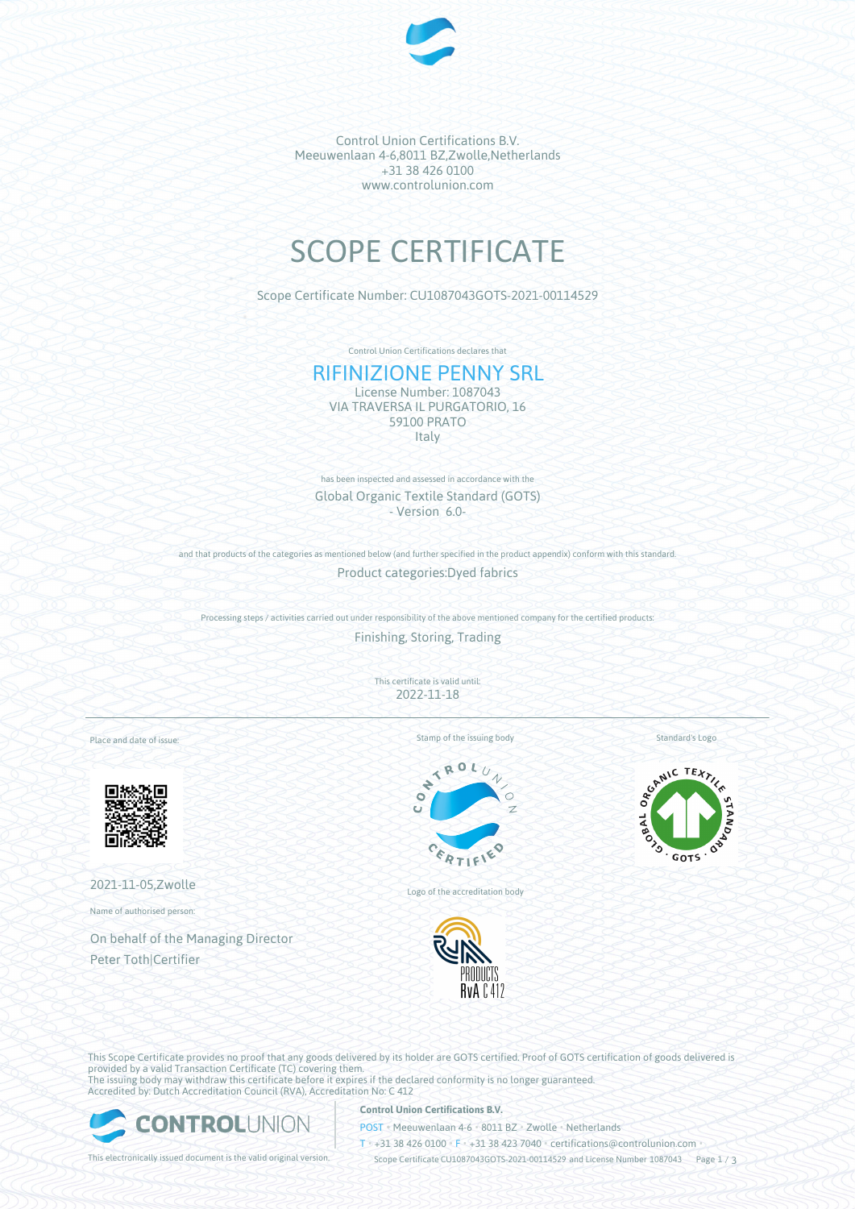Control Union Certifications B.V.
Meeuwenlaan 4-6,8011 BZ,Zwolle,Netherlands
+31 38 426 0100
www.controlunion.com

# SCOPE CERTIFICATE

Scope Certificate Number: CU1087043GOTS-2021-00114529

Control Union Certifications declares that

## RIFINIZIONE PENNY SRL

License Number: 1087043
VIA TRAVERSA IL PURGATORIO, 16
59100 PRATO
Italy

has been inspected and assessed in accordance with the

Global Organic Textile Standard (GOTS)
- Version 6.0-

and that products of the categories as mentioned below (and further specified in the product appendix) conform with this standard.

Product categories:Dyed fabrics

Processing steps / activities carried out under responsibility of the above mentioned company for the certified products:

Finishing, Storing, Trading

This certificate is valid until:
2022-11-18

Place and date of issue:

2021-11-05,Zwolle

Name of authorised person:

On behalf of the Managing Director
Peter Toth|Certifier

Stamp of the issuing body

Logo of the accreditation body

Standard's Logo

This Scope Certificate provides no proof that any goods delivered by its holder are GOTS certified. Proof of GOTS certification of goods delivered is provided by a valid Transaction Certificate (TC) covering them.
The issuing body may withdraw this certificate before it expires if the declared conformity is no longer guaranteed.
Accredited by: Dutch Accreditation Council (RVA), Accreditation No: C 412

This electronically issued document is the valid original version.

**Control Union Certifications B.V.**
POST • Meeuwenlaan 4-6 • 8011 BZ • Zwolle • Netherlands
T • +31 38 426 0100 • F • +31 38 423 7040 • certifications@controlunion.com •
Scope Certificate CU1087043GOTS-2021-00114529 and License Number 1087043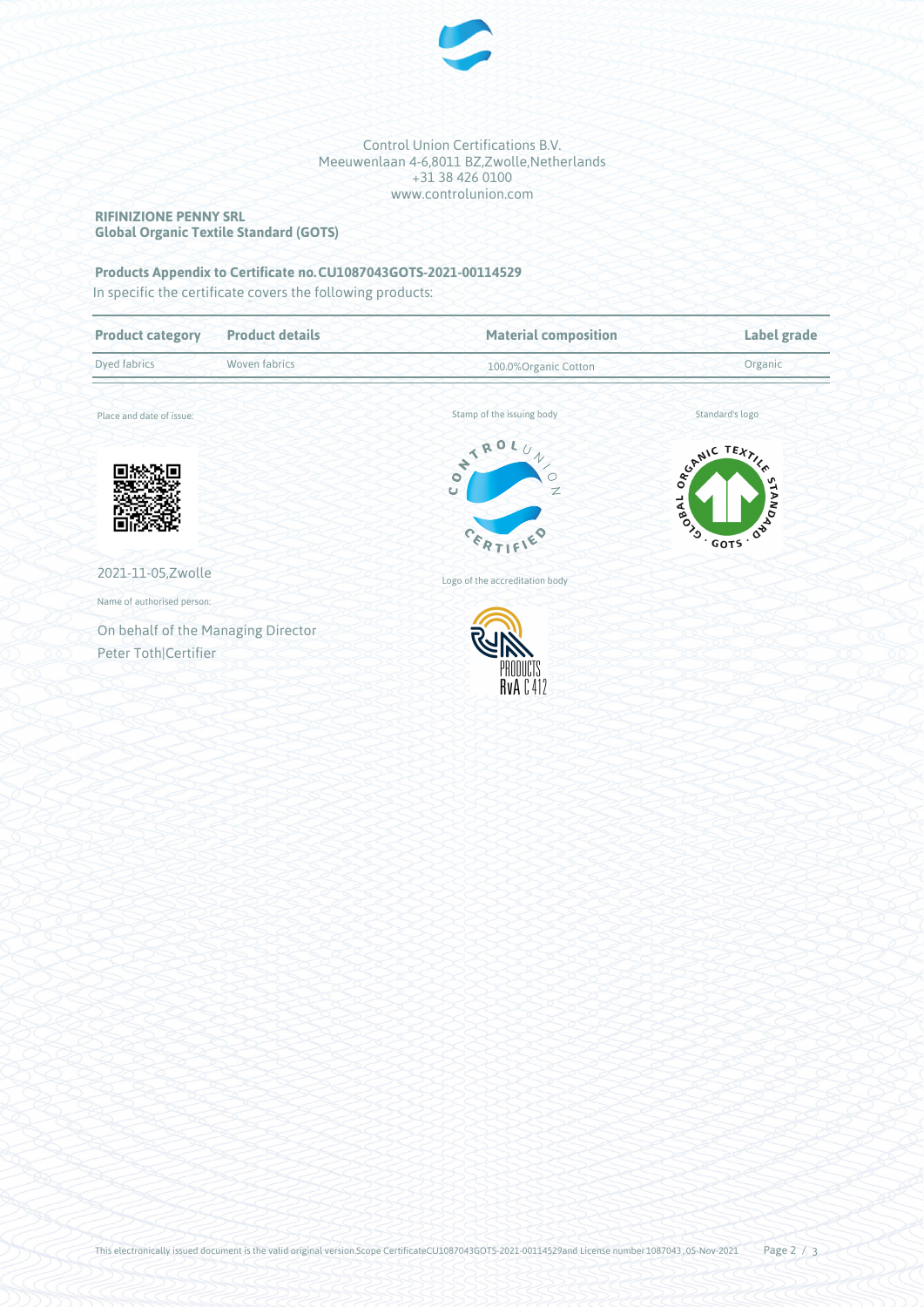Control Union Certifications B.V.
Meeuwenlaan 4-6,8011 BZ,Zwolle,Netherlands
+31 38 426 0100
www.controlunion.com

**RIFINIZIONE PENNY SRL**
**Global Organic Textile Standard (GOTS)**

**Products Appendix to Certificate no.CU1087043GOTS-2021-00114529**

In specific the certificate covers the following products:

| Product category | Product details | Material composition | Label grade |
| --- | --- | --- | --- |
| Dyed fabrics | Woven fabrics | 100.0%Organic Cotton | Organic |

Place and date of issue:

2021-11-05,Zwolle

Name of authorised person:

On behalf of the Managing Director
Peter Toth|Certifier

Stamp of the issuing body

Standard's logo

Logo of the accreditation body

This electronically issued document is the valid original version.Scope CertificateCU1087043GOTS-2021-00114529and License number 1087043 ,05-Nov-2021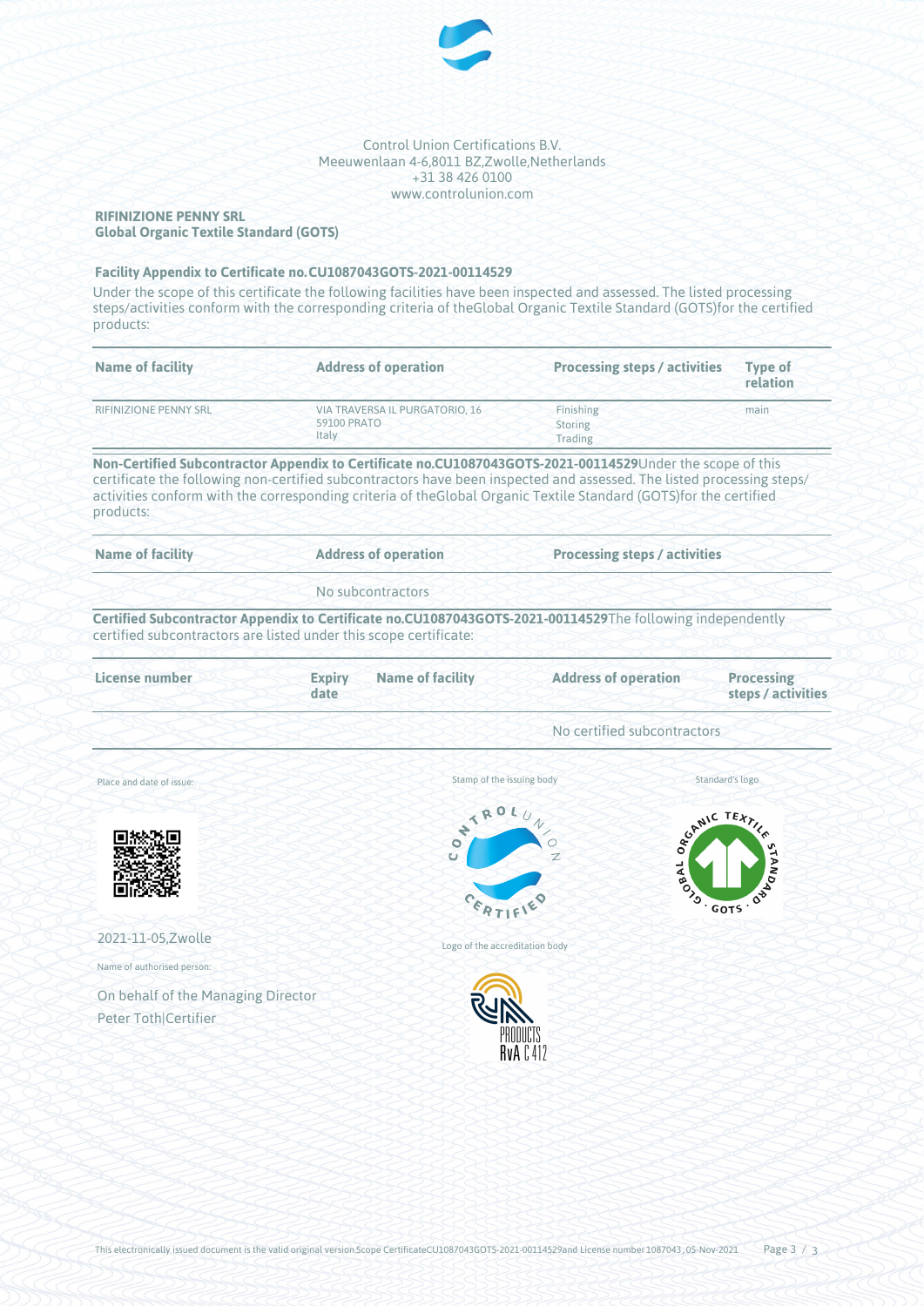Control Union Certifications B.V.
Meeuwenlaan 4-6,8011 BZ,Zwolle,Netherlands
+31 38 426 0100
www.controlunion.com

**RIFINIZIONE PENNY SRL**
**Global Organic Textile Standard (GOTS)**

**Facility Appendix to Certificate no. CU1087043GOTS-2021-00114529**

Under the scope of this certificate the following facilities have been inspected and assessed. The listed processing steps/activities conform with the corresponding criteria of theGlobal Organic Textile Standard (GOTS)for the certified products:

| Name of facility | Address of operation | Processing steps / activities | Type of relation |
| --- | --- | --- | --- |
| RIFINIZIONE PENNY SRL | VIA TRAVERSA IL PURGATORIO, 16<br>59100 PRATO<br>Italy | Finishing<br>Storing<br>Trading | main |

**Non-Certified Subcontractor Appendix to Certificate no.CU1087043GOTS-2021-00114529**Under the scope of this certificate the following non-certified subcontractors have been inspected and assessed. The listed processing steps/activities conform with the corresponding criteria of theGlobal Organic Textile Standard (GOTS)for the certified products:

| Name of facility | Address of operation | Processing steps / activities |
| --- | --- | --- |
| | No subcontractors | |

**Certified Subcontractor Appendix to Certificate no.CU1087043GOTS-2021-00114529**The following independently certified subcontractors are listed under this scope certificate:

| License number | Expiry date | Name of facility | Address of operation | Processing steps / activities |
| --- | --- | --- | --- | --- |
| | | | No certified subcontractors | |

Place and date of issue:

2021-11-05,Zwolle

Name of authorised person:

On behalf of the Managing Director
Peter Toth|Certifier

Stamp of the issuing body

Standard's logo

Logo of the accreditation body

This electronically issued document is the valid original version.Scope CertificateCU1087043GOTS-2021-00114529and License number 1087043 , 05-Nov-2021